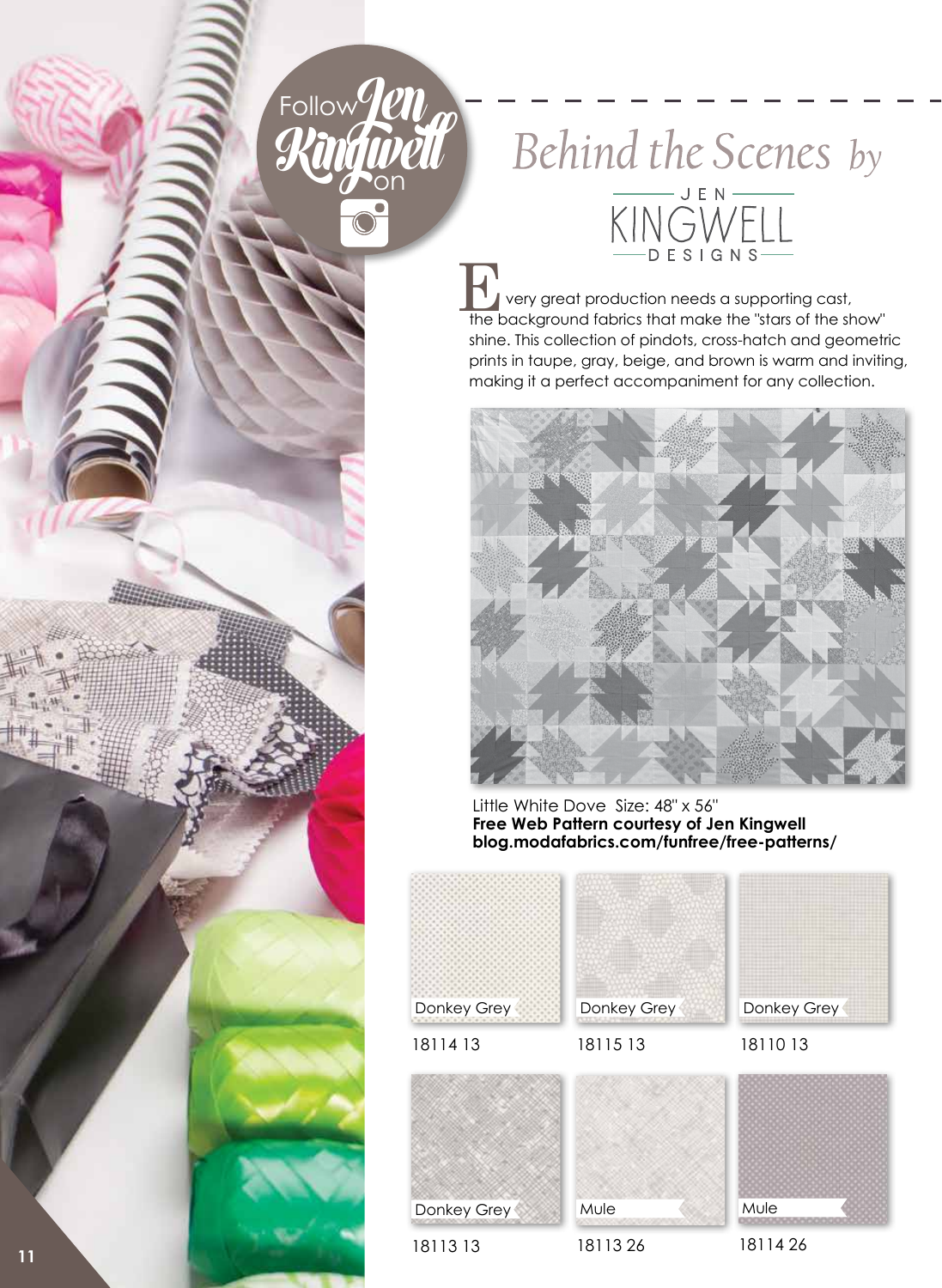Follow Jen Kingwell on

# Behind the Scenes by JEN KINGWELL DESIGNS

Every great production needs a supporting cast, the background fabrics that make the "stars of the show" shine. This collection of pindots, cross-hatch and geometric prints in taupe, gray, beige, and brown is warm and inviting, making it a perfect accompaniment for any collection.

Little White Dove Size: 48" x 56"
**Free Web Pattern courtesy of Jen Kingwell**
**blog.modafabrics.com/funfree/free-patterns/**

Donkey Grey
18114 13

Donkey Grey
18115 13

Donkey Grey
18110 13

Donkey Grey
18113 13

Mule
18113 26

Mule
18114 26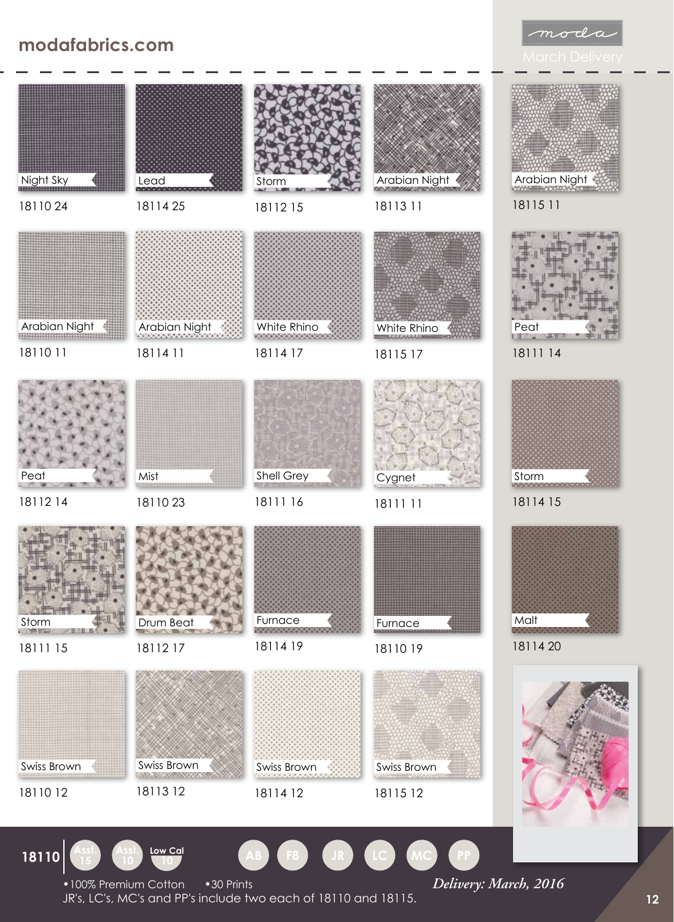**modafabrics.com**

moda

March Delivery

| | | | | |
|---|---|---|---|---|
| Night Sky 18110 24 | Lead 18114 25 | Storm 18112 15 | Arabian Night 18113 11 | Arabian Night 18115 11 |
| Arabian Night 18110 11 | Arabian Night 18114 11 | White Rhino 18114 17 | White Rhino 18115 17 | Peat 18111 14 |
| Peat 18112 14 | Mist 18110 23 | Shell Grey 18111 16 | Cygnet 18111 11 | Storm 18114 15 |
| Storm 18111 15 | Drum Beat 18112 17 | Furnace 18114 19 | Furnace 18110 19 | Malt 18114 20 |
| Swiss Brown 18110 12 | Swiss Brown 18113 12 | Swiss Brown 18114 12 | Swiss Brown 18115 12 | |

**18110** Asst. 15 Asst. 10 Low Cal 10 AB F8 JR LC MC PP

- 100% Premium Cotton
- 30 Prints

*Delivery: March, 2016*

JR's, LC's, MC's and PP's include two each of 18110 and 18115.